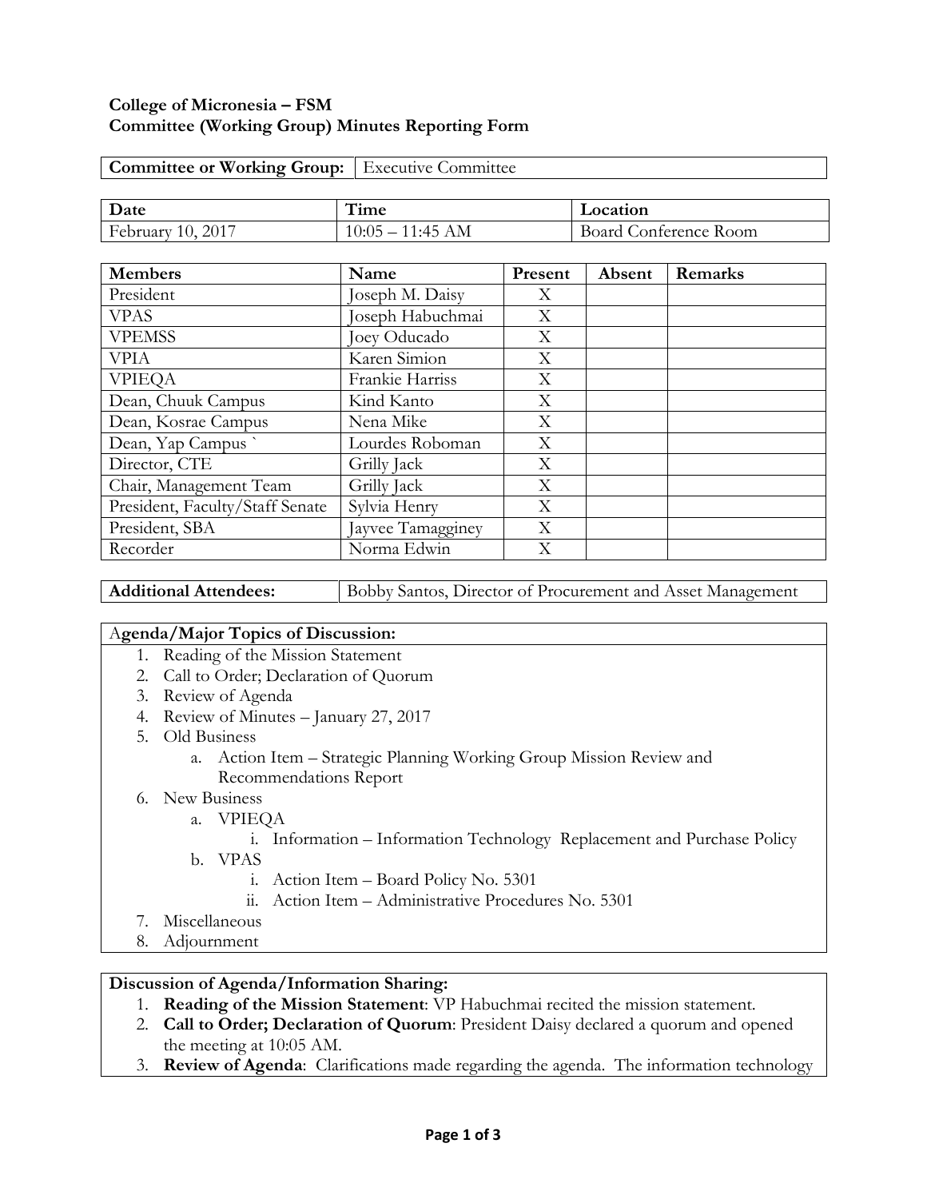**College of Micronesia – FSM**
**Committee (Working Group) Minutes Reporting Form**

| **Committee or Working Group:** | Executive Committee |
|---|---|

| **Date** | **Time** | **Location** |
|---|---|---|
| February 10, 2017 | 10:05 – 11:45 AM | Board Conference Room |

| **Members** | **Name** | **Present** | **Absent** | **Remarks** |
|---|---|---|---|---|
| President | Joseph M. Daisy | X | | |
| VPAS | Joseph Habuchmai | X | | |
| VPEMSS | Joey Oducado | X | | |
| VPIA | Karen Simion | X | | |
| VPIEQA | Frankie Harriss | X | | |
| Dean, Chuuk Campus | Kind Kanto | X | | |
| Dean, Kosrae Campus | Nena Mike | X | | |
| Dean, Yap Campus ` | Lourdes Roboman | X | | |
| Director, CTE | Grilly Jack | X | | |
| Chair, Management Team | Grilly Jack | X | | |
| President, Faculty/Staff Senate | Sylvia Henry | X | | |
| President, SBA | Jayvee Tamagginey | X | | |
| Recorder | Norma Edwin | X | | |

| **Additional Attendees:** | Bobby Santos, Director of Procurement and Asset Management |
|---|---|

**Agenda/Major Topics of Discussion:**

1. Reading of the Mission Statement
2. Call to Order; Declaration of Quorum
3. Review of Agenda
4. Review of Minutes – January 27, 2017
5. Old Business
   a. Action Item – Strategic Planning Working Group Mission Review and Recommendations Report
6. New Business
   a. VPIEQA
      i. Information – Information Technology Replacement and Purchase Policy
   b. VPAS
      i. Action Item – Board Policy No. 5301
      ii. Action Item – Administrative Procedures No. 5301
7. Miscellaneous
8. Adjournment

**Discussion of Agenda/Information Sharing:**

1. **Reading of the Mission Statement**: VP Habuchmai recited the mission statement.
2. **Call to Order; Declaration of Quorum**: President Daisy declared a quorum and opened the meeting at 10:05 AM.
3. **Review of Agenda**: Clarifications made regarding the agenda. The information technology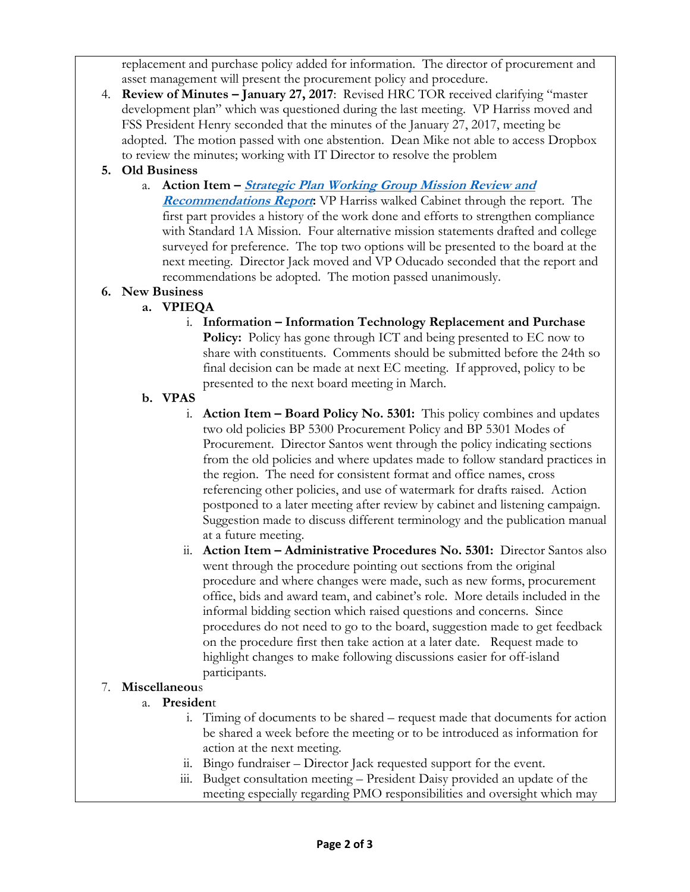replacement and purchase policy added for information. The director of procurement and asset management will present the procurement policy and procedure.

4. **Review of Minutes – January 27, 2017**: Revised HRC TOR received clarifying "master development plan" which was questioned during the last meeting. VP Harriss moved and FSS President Henry seconded that the minutes of the January 27, 2017, meeting be adopted. The motion passed with one abstention. Dean Mike not able to access Dropbox to review the minutes; working with IT Director to resolve the problem

5. **Old Business**
   a. **Action Item – *Strategic Plan Working Group Mission Review and Recommendations Report*:** VP Harriss walked Cabinet through the report. The first part provides a history of the work done and efforts to strengthen compliance with Standard 1A Mission. Four alternative mission statements drafted and college surveyed for preference. The top two options will be presented to the board at the next meeting. Director Jack moved and VP Oducado seconded that the report and recommendations be adopted. The motion passed unanimously.

6. **New Business**
   a. **VPIEQA**
      i. **Information – Information Technology Replacement and Purchase Policy:** Policy has gone through ICT and being presented to EC now to share with constituents. Comments should be submitted before the 24th so final decision can be made at next EC meeting. If approved, policy to be presented to the next board meeting in March.

   b. **VPAS**
      i. **Action Item – Board Policy No. 5301:** This policy combines and updates two old policies BP 5300 Procurement Policy and BP 5301 Modes of Procurement. Director Santos went through the policy indicating sections from the old policies and where updates made to follow standard practices in the region. The need for consistent format and office names, cross referencing other policies, and use of watermark for drafts raised. Action postponed to a later meeting after review by cabinet and listening campaign. Suggestion made to discuss different terminology and the publication manual at a future meeting.

      ii. **Action Item – Administrative Procedures No. 5301:** Director Santos also went through the procedure pointing out sections from the original procedure and where changes were made, such as new forms, procurement office, bids and award team, and cabinet's role. More details included in the informal bidding section which raised questions and concerns. Since procedures do not need to go to the board, suggestion made to get feedback on the procedure first then take action at a later date. Request made to highlight changes to make following discussions easier for off-island participants.

7. **Miscellaneous**
   a. **President**
      i. Timing of documents to be shared – request made that documents for action be shared a week before the meeting or to be introduced as information for action at the next meeting.
      ii. Bingo fundraiser – Director Jack requested support for the event.
      iii. Budget consultation meeting – President Daisy provided an update of the meeting especially regarding PMO responsibilities and oversight which may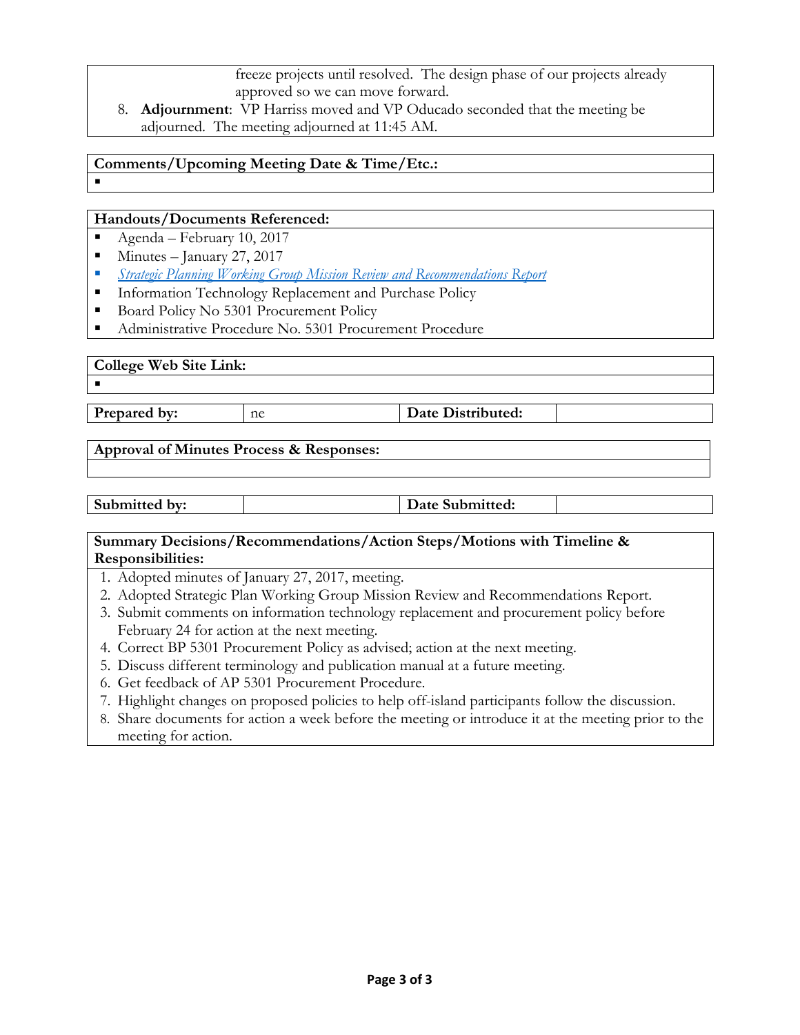freeze projects until resolved. The design phase of our projects already approved so we can move forward.

8. **Adjournment**: VP Harriss moved and VP Oducado seconded that the meeting be adjourned. The meeting adjourned at 11:45 AM.

**Comments/Upcoming Meeting Date & Time/Etc.:**

-

**Handouts/Documents Referenced:**

- Agenda – February 10, 2017
- Minutes – January 27, 2017
- *Strategic Planning Working Group Mission Review and Recommendations Report*
- Information Technology Replacement and Purchase Policy
- Board Policy No 5301 Procurement Policy
- Administrative Procedure No. 5301 Procurement Procedure

**College Web Site Link:**

-

| **Prepared by:** | ne | **Date Distributed:** | |
|---|---|---|---|

**Approval of Minutes Process & Responses:**

| **Submitted by:** | | **Date Submitted:** | |
|---|---|---|---|

**Summary Decisions/Recommendations/Action Steps/Motions with Timeline & Responsibilities:**

1. Adopted minutes of January 27, 2017, meeting.
2. Adopted Strategic Plan Working Group Mission Review and Recommendations Report.
3. Submit comments on information technology replacement and procurement policy before February 24 for action at the next meeting.
4. Correct BP 5301 Procurement Policy as advised; action at the next meeting.
5. Discuss different terminology and publication manual at a future meeting.
6. Get feedback of AP 5301 Procurement Procedure.
7. Highlight changes on proposed policies to help off-island participants follow the discussion.
8. Share documents for action a week before the meeting or introduce it at the meeting prior to the meeting for action.